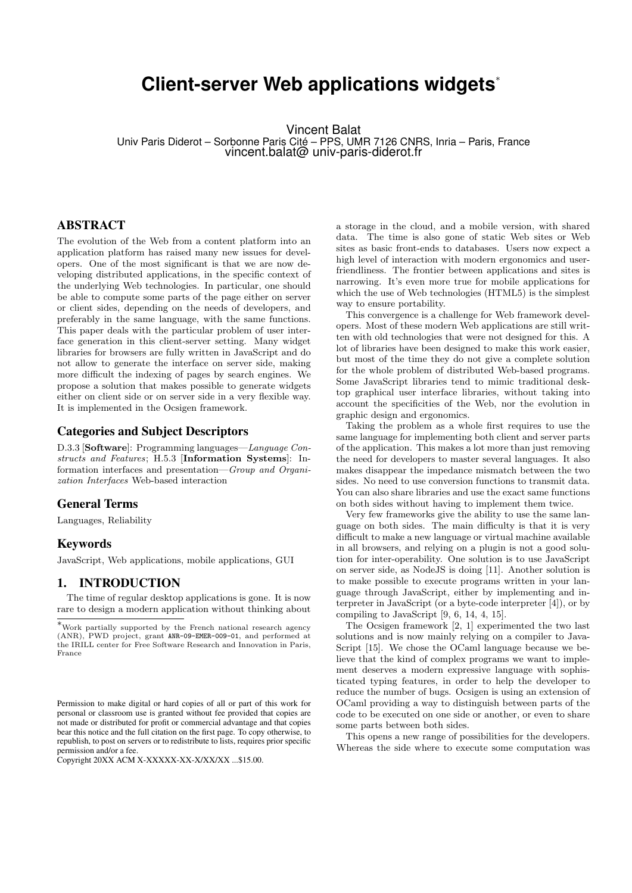# Client-server Web applications widgets*

Vincent Balat
Univ Paris Diderot – Sorbonne Paris Cité – PPS, UMR 7126 CNRS, Inria – Paris, France
vincent.balat@ univ-paris-diderot.fr

## ABSTRACT

The evolution of the Web from a content platform into an application platform has raised many new issues for developers. One of the most significant is that we are now developing distributed applications, in the specific context of the underlying Web technologies. In particular, one should be able to compute some parts of the page either on server or client sides, depending on the needs of developers, and preferably in the same language, with the same functions. This paper deals with the particular problem of user interface generation in this client-server setting. Many widget libraries for browsers are fully written in JavaScript and do not allow to generate the interface on server side, making more difficult the indexing of pages by search engines. We propose a solution that makes possible to generate widgets either on client side or on server side in a very flexible way. It is implemented in the Ocsigen framework.

### Categories and Subject Descriptors

D.3.3 [**Software**]: Programming languages—*Language Constructs and Features*; H.5.3 [**Information Systems**]: Information interfaces and presentation—*Group and Organization Interfaces* Web-based interaction

### General Terms

Languages, Reliability

### Keywords

JavaScript, Web applications, mobile applications, GUI

## 1. INTRODUCTION

The time of regular desktop applications is gone. It is now rare to design a modern application without thinking about a storage in the cloud, and a mobile version, with shared data. The time is also gone of static Web sites or Web sites as basic front-ends to databases. Users now expect a high level of interaction with modern ergonomics and user-friendliness. The frontier between applications and sites is narrowing. It's even more true for mobile applications for which the use of Web technologies (HTML5) is the simplest way to ensure portability.

This convergence is a challenge for Web framework developers. Most of these modern Web applications are still written with old technologies that were not designed for this. A lot of libraries have been designed to make this work easier, but most of the time they do not give a complete solution for the whole problem of distributed Web-based programs. Some JavaScript libraries tend to mimic traditional desktop graphical user interface libraries, without taking into account the specificities of the Web, nor the evolution in graphic design and ergonomics.

Taking the problem as a whole first requires to use the same language for implementing both client and server parts of the application. This makes a lot more than just removing the need for developers to master several languages. It also makes disappear the impedance mismatch between the two sides. No need to use conversion functions to transmit data. You can also share libraries and use the exact same functions on both sides without having to implement them twice.

Very few frameworks give the ability to use the same language on both sides. The main difficulty is that it is very difficult to make a new language or virtual machine available in all browsers, and relying on a plugin is not a good solution for inter-operability. One solution is to use JavaScript on server side, as NodeJS is doing [11]. Another solution is to make possible to execute programs written in your language through JavaScript, either by implementing and interpreter in JavaScript (or a byte-code interpreter [4]), or by compiling to JavaScript [9, 6, 14, 4, 15].

The Ocsigen framework [2, 1] experimented the two last solutions and is now mainly relying on a compiler to JavaScript [15]. We chose the OCaml language because we believe that the kind of complex programs we want to implement deserves a modern expressive language with sophisticated typing features, in order to help the developer to reduce the number of bugs. Ocsigen is using an extension of OCaml providing a way to distinguish between parts of the code to be executed on one side or another, or even to share some parts between both sides.

This opens a new range of possibilities for the developers. Whereas the side where to execute some computation was

*Work partially supported by the French national research agency (ANR), PWD project, grant ANR-09-EMER-009-01, and performed at the IRILL center for Free Software Research and Innovation in Paris, France

Permission to make digital or hard copies of all or part of this work for personal or classroom use is granted without fee provided that copies are not made or distributed for profit or commercial advantage and that copies bear this notice and the full citation on the first page. To copy otherwise, to republish, to post on servers or to redistribute to lists, requires prior specific permission and/or a fee.
Copyright 20XX ACM X-XXXXX-XX-X/XX/XX ...$15.00.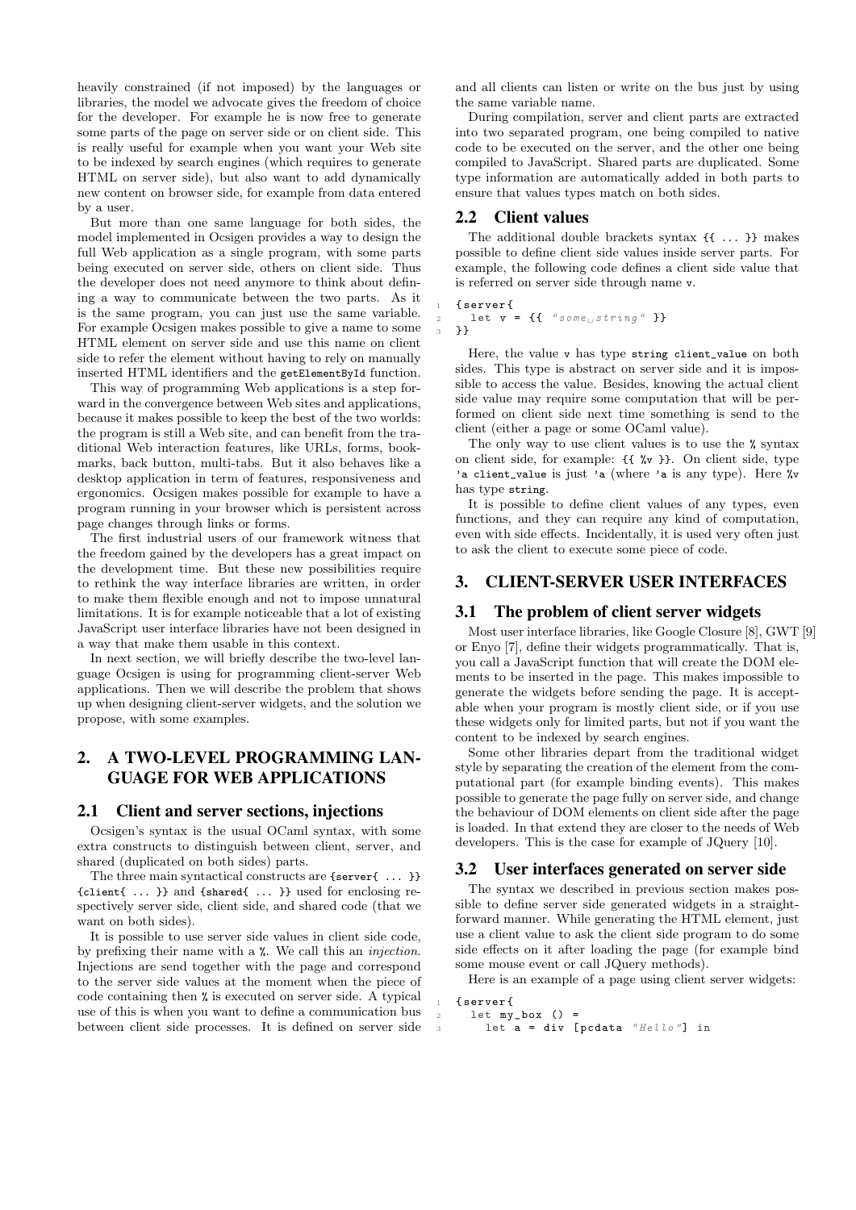heavily constrained (if not imposed) by the languages or libraries, the model we advocate gives the freedom of choice for the developer. For example he is now free to generate some parts of the page on server side or on client side. This is really useful for example when you want your Web site to be indexed by search engines (which requires to generate HTML on server side), but also want to add dynamically new content on browser side, for example from data entered by a user.

But more than one same language for both sides, the model implemented in Ocsigen provides a way to design the full Web application as a single program, with some parts being executed on server side, others on client side. Thus the developer does not need anymore to think about defining a way to communicate between the two parts. As it is the same program, you can just use the same variable. For example Ocsigen makes possible to give a name to some HTML element on server side and use this name on client side to refer the element without having to rely on manually inserted HTML identifiers and the `getElementById` function.

This way of programming Web applications is a step forward in the convergence between Web sites and applications, because it makes possible to keep the best of the two worlds: the program is still a Web site, and can benefit from the traditional Web interaction features, like URLs, forms, bookmarks, back button, multi-tabs. But it also behaves like a desktop application in term of features, responsiveness and ergonomics. Ocsigen makes possible for example to have a program running in your browser which is persistent across page changes through links or forms.

The first industrial users of our framework witness that the freedom gained by the developers has a great impact on the development time. But these new possibilities require to rethink the way interface libraries are written, in order to make them flexible enough and not to impose unnatural limitations. It is for example noticeable that a lot of existing JavaScript user interface libraries have not been designed in a way that make them usable in this context.

In next section, we will briefly describe the two-level language Ocsigen is using for programming client-server Web applications. Then we will describe the problem that shows up when designing client-server widgets, and the solution we propose, with some examples.

## 2. A TWO-LEVEL PROGRAMMING LANGUAGE FOR WEB APPLICATIONS

### 2.1 Client and server sections, injections

Ocsigen's syntax is the usual OCaml syntax, with some extra constructs to distinguish between client, server, and shared (duplicated on both sides) parts.

The three main syntactical constructs are `{server{ ... }}` `{client{ ... }}` and `{shared{ ... }}` used for enclosing respectively server side, client side, and shared code (that we want on both sides).

It is possible to use server side values in client side code, by prefixing their name with a `%`. We call this an *injection*. Injections are send together with the page and correspond to the server side values at the moment when the piece of code containing then `%` is executed on server side. A typical use of this is when you want to define a communication bus between client side processes. It is defined on server side and all clients can listen or write on the bus just by using the same variable name.

During compilation, server and client parts are extracted into two separated program, one being compiled to native code to be executed on the server, and the other one being compiled to JavaScript. Shared parts are duplicated. Some type information are automatically added in both parts to ensure that values types match on both sides.

### 2.2 Client values

The additional double brackets syntax `{{ ... }}` makes possible to define client side values inside server parts. For example, the following code defines a client side value that is referred on server side through name `v`.

```
{server{
  let v = {{ "some string" }}
}}
```

Here, the value `v` has type `string client_value` on both sides. This type is abstract on server side and it is impossible to access the value. Besides, knowing the actual client side value may require some computation that will be performed on client side next time something is send to the client (either a page or some OCaml value).

The only way to use client values is to use the `%` syntax on client side, for example: `{{ %v }}`. On client side, type `'a client_value` is just `'a` (where `'a` is any type). Here `%v` has type `string`.

It is possible to define client values of any types, even functions, and they can require any kind of computation, even with side effects. Incidentally, it is used very often just to ask the client to execute some piece of code.

## 3. CLIENT-SERVER USER INTERFACES

### 3.1 The problem of client server widgets

Most user interface libraries, like Google Closure [8], GWT [9] or Enyo [7], define their widgets programmatically. That is, you call a JavaScript function that will create the DOM elements to be inserted in the page. This makes impossible to generate the widgets before sending the page. It is acceptable when your program is mostly client side, or if you use these widgets only for limited parts, but not if you want the content to be indexed by search engines.

Some other libraries depart from the traditional widget style by separating the creation of the element from the computational part (for example binding events). This makes possible to generate the page fully on server side, and change the behaviour of DOM elements on client side after the page is loaded. In that extend they are closer to the needs of Web developers. This is the case for example of JQuery [10].

### 3.2 User interfaces generated on server side

The syntax we described in previous section makes possible to define server side generated widgets in a straightforward manner. While generating the HTML element, just use a client value to ask the client side program to do some side effects on it after loading the page (for example bind some mouse event or call JQuery methods).

Here is an example of a page using client server widgets:

```
{server{
  let my_box () =
    let a = div [pcdata "Hello"] in
```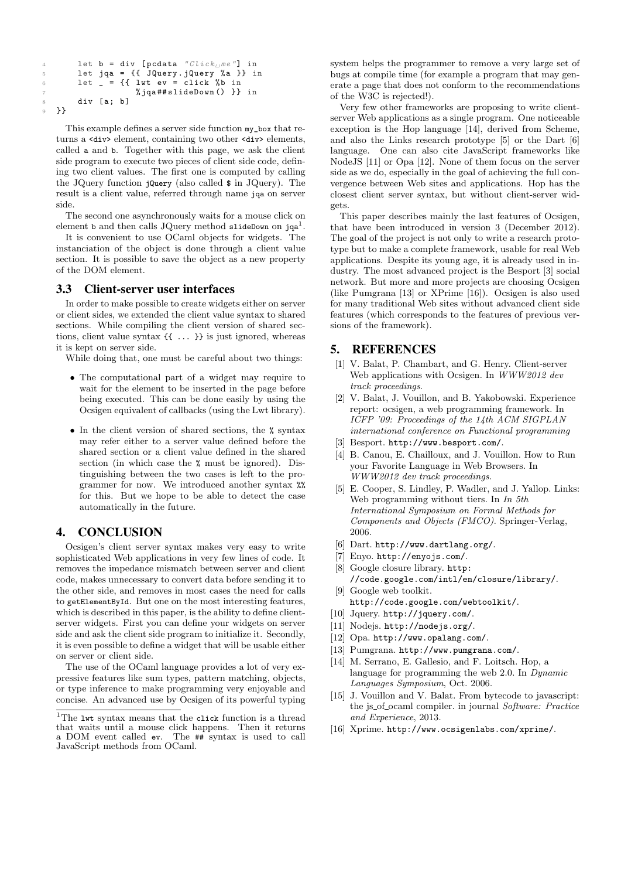```
    let b = div [pcdata "Click me"] in
    let jqa = {{ JQuery.jQuery %a }} in
    let _ = {{ lwt ev = click %b in
               %jqa##slideDown() }} in
    div [a; b]
}}
```

This example defines a server side function my_box that returns a <div> element, containing two other <div> elements, called a and b. Together with this page, we ask the client side program to execute two pieces of client side code, defining two client values. The first one is computed by calling the JQuery function jQuery (also called $ in JQuery). The result is a client value, referred through name jqa on server side.

The second one asynchronously waits for a mouse click on element b and then calls JQuery method slideDown on jqa[1].

It is convenient to use OCaml objects for widgets. The instanciation of the object is done through a client value section. It is possible to save the object as a new property of the DOM element.

### 3.3 Client-server user interfaces

In order to make possible to create widgets either on server or client sides, we extended the client value syntax to shared sections. While compiling the client version of shared sections, client value syntax {{ ... }} is just ignored, whereas it is kept on server side.

While doing that, one must be careful about two things:

- The computational part of a widget may require to wait for the element to be inserted in the page before being executed. This can be done easily by using the Ocsigen equivalent of callbacks (using the Lwt library).
- In the client version of shared sections, the % syntax may refer either to a server value defined before the shared section or a client value defined in the shared section (in which case the % must be ignored). Distinguishing between the two cases is left to the programmer for now. We introduced another syntax %% for this. But we hope to be able to detect the case automatically in the future.

## 4. CONCLUSION

Ocsigen's client server syntax makes very easy to write sophisticated Web applications in very few lines of code. It removes the impedance mismatch between server and client code, makes unnecessary to convert data before sending it to the other side, and removes in most cases the need for calls to getElementById. But one on the most interesting features, which is described in this paper, is the ability to define client-server widgets. First you can define your widgets on server side and ask the client side program to initialize it. Secondly, it is even possible to define a widget that will be usable either on server or client side.

The use of the OCaml language provides a lot of very expressive features like sum types, pattern matching, objects, or type inference to make programming very enjoyable and concise. An advanced use by Ocsigen of its powerful typing system helps the programmer to remove a very large set of bugs at compile time (for example a program that may generate a page that does not conform to the recommendations of the W3C is rejected!).

Very few other frameworks are proposing to write client-server Web applications as a single program. One noticeable exception is the Hop language [14], derived from Scheme, and also the Links research prototype [5] or the Dart [6] language. One can also cite JavaScript frameworks like NodeJS [11] or Opa [12]. None of them focus on the server side as we do, especially in the goal of achieving the full convergence between Web sites and applications. Hop has the closest client server syntax, but without client-server widgets.

This paper describes mainly the last features of Ocsigen, that have been introduced in version 3 (December 2012). The goal of the project is not only to write a research prototype but to make a complete framework, usable for real Web applications. Despite its young age, it is already used in industry. The most advanced project is the Besport [3] social network. But more and more projects are choosing Ocsigen (like Pumgrana [13] or XPrime [16]). Ocsigen is also used for many traditional Web sites without advanced client side features (which corresponds to the features of previous versions of the framework).

[1] The lwt syntax means that the click function is a thread that waits until a mouse click happens. Then it returns a DOM event called ev. The ## syntax is used to call JavaScript methods from OCaml.

## 5. REFERENCES

[1] V. Balat, P. Chambart, and G. Henry. Client-server Web applications with Ocsigen. In *WWW2012 dev track proceedings*.

[2] V. Balat, J. Vouillon, and B. Yakobowski. Experience report: ocsigen, a web programming framework. In *ICFP '09: Proceedings of the 14th ACM SIGPLAN international conference on Functional programming*

[3] Besport. http://www.besport.com/.

[4] B. Canou, E. Chailloux, and J. Vouillon. How to Run your Favorite Language in Web Browsers. In *WWW2012 dev track proceedings*.

[5] E. Cooper, S. Lindley, P. Wadler, and J. Yallop. Links: Web programming without tiers. In *In 5th International Symposium on Formal Methods for Components and Objects (FMCO)*. Springer-Verlag, 2006.

[6] Dart. http://www.dartlang.org/.

[7] Enyo. http://enyojs.com/.

[8] Google closure library. http://code.google.com/intl/en/closure/library/.

[9] Google web toolkit. http://code.google.com/webtoolkit/.

[10] Jquery. http://jquery.com/.

[11] Nodejs. http://nodejs.org/.

[12] Opa. http://www.opalang.com/.

[13] Pumgrana. http://www.pumgrana.com/.

[14] M. Serrano, E. Gallesio, and F. Loitsch. Hop, a language for programming the web 2.0. In *Dynamic Languages Symposium*, Oct. 2006.

[15] J. Vouillon and V. Balat. From bytecode to javascript: the js_of_ocaml compiler. in journal *Software: Practice and Experience*, 2013.

[16] Xprime. http://www.ocsigenlabs.com/xprime/.